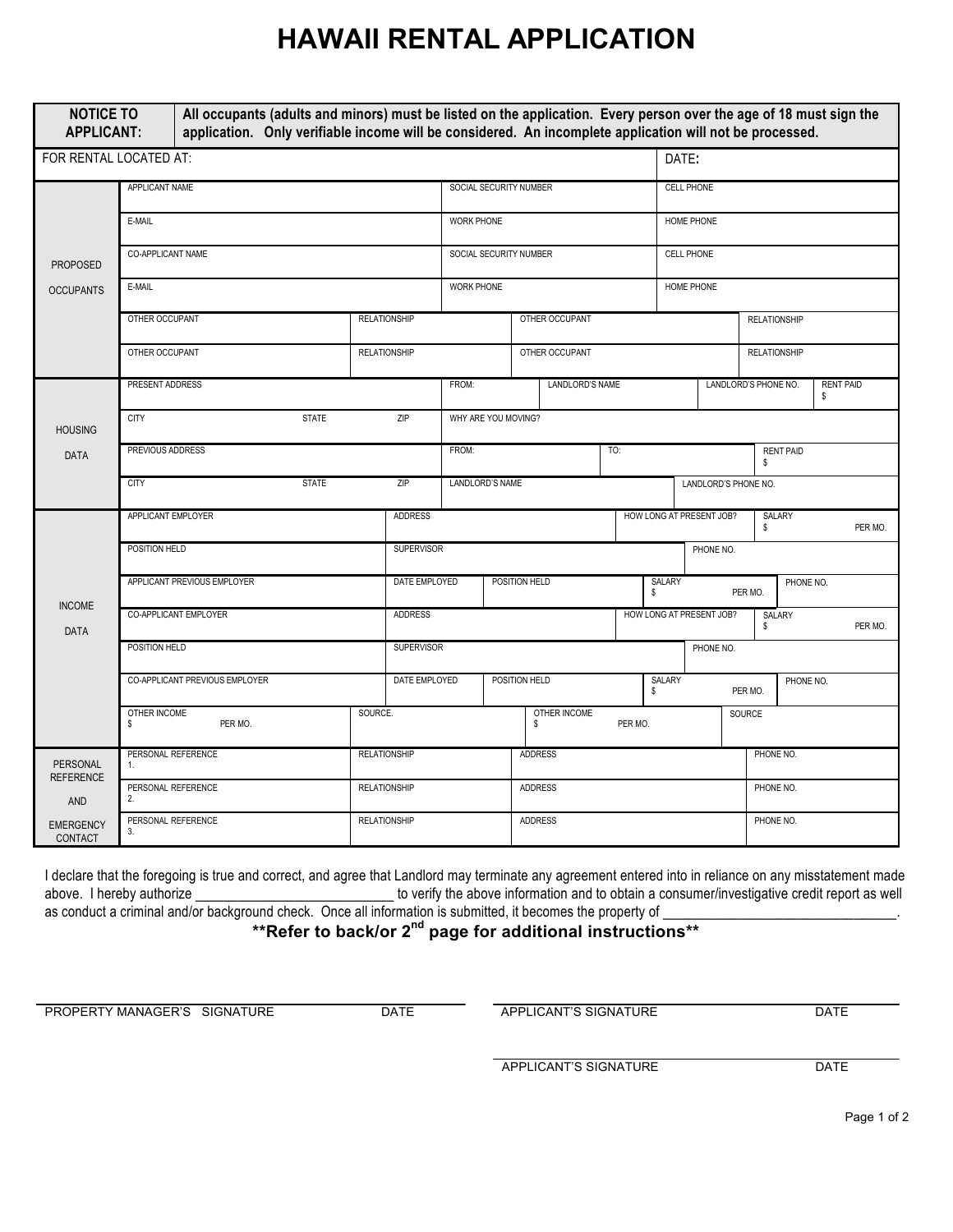# HAWAII RENTAL APPLICATION

| | |
|---|---|
| **NOTICE TO APPLICANT:** | **All occupants (adults and minors) must be listed on the application. Every person over the age of 18 must sign the application. Only verifiable income will be considered. An incomplete application will not be processed.** |

FOR RENTAL LOCATED AT: DATE:

**PROPOSED OCCUPANTS**

| | | | |
|---|---|---|---|
| APPLICANT NAME | SOCIAL SECURITY NUMBER | CELL PHONE | |
| E-MAIL | WORK PHONE | HOME PHONE | |
| CO-APPLICANT NAME | SOCIAL SECURITY NUMBER | CELL PHONE | |
| E-MAIL | WORK PHONE | HOME PHONE | |
| OTHER OCCUPANT | RELATIONSHIP | OTHER OCCUPANT | RELATIONSHIP |
| OTHER OCCUPANT | RELATIONSHIP | OTHER OCCUPANT | RELATIONSHIP |

**HOUSING DATA**

| | | | | | | |
|---|---|---|---|---|---|---|
| PRESENT ADDRESS | | | FROM: | LANDLORD'S NAME | LANDLORD'S PHONE NO. | RENT PAID $ |
| CITY | STATE | ZIP | WHY ARE YOU MOVING? | | | |
| PREVIOUS ADDRESS | | | FROM: | TO: | | RENT PAID $ |
| CITY | STATE | ZIP | LANDLORD'S NAME | | LANDLORD'S PHONE NO. | |

**INCOME DATA**

| | | | | | |
|---|---|---|---|---|---|
| APPLICANT EMPLOYER | ADDRESS | | HOW LONG AT PRESENT JOB? | SALARY $ PER MO. | |
| POSITION HELD | SUPERVISOR | | | PHONE NO. | |
| APPLICANT PREVIOUS EMPLOYER | DATE EMPLOYED | POSITION HELD | SALARY $ PER MO. | PHONE NO. | |
| CO-APPLICANT EMPLOYER | ADDRESS | | HOW LONG AT PRESENT JOB? | SALARY $ PER MO. | |
| POSITION HELD | SUPERVISOR | | | PHONE NO. | |
| CO-APPLICANT PREVIOUS EMPLOYER | DATE EMPLOYED | POSITION HELD | SALARY $ PER MO. | PHONE NO. | |
| OTHER INCOME $ PER MO. | SOURCE. | OTHER INCOME $ PER MO. | SOURCE | | |

**PERSONAL REFERENCE AND EMERGENCY CONTACT**

| | | | |
|---|---|---|---|
| PERSONAL REFERENCE 1. | RELATIONSHIP | ADDRESS | PHONE NO. |
| PERSONAL REFERENCE 2. | RELATIONSHIP | ADDRESS | PHONE NO. |
| PERSONAL REFERENCE 3. | RELATIONSHIP | ADDRESS | PHONE NO. |

I declare that the foregoing is true and correct, and agree that Landlord may terminate any agreement entered into in reliance on any misstatement made above. I hereby authorize ___________________________ to verify the above information and to obtain a consumer/investigative credit report as well as conduct a criminal and/or background check. Once all information is submitted, it becomes the property of ________________________________.

**\*\*Refer to back/or 2nd page for additional instructions\*\***

PROPERTY MANAGER'S SIGNATURE ______ DATE ______

APPLICANT'S SIGNATURE ______ DATE ______

APPLICANT'S SIGNATURE ______ DATE ______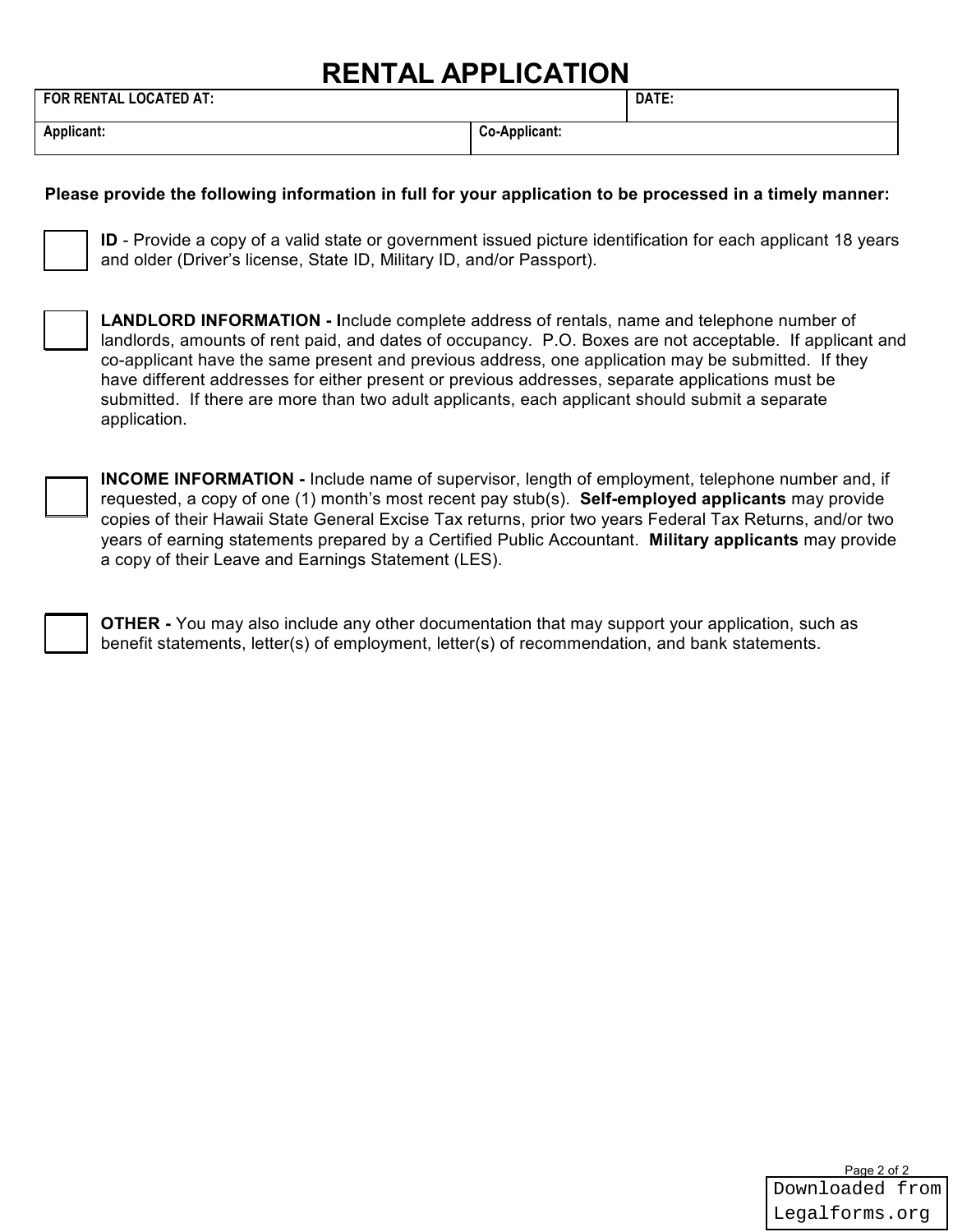# RENTAL APPLICATION

| | |
|---|---|
| **FOR RENTAL LOCATED AT:** | **DATE:** |
| **Applicant:** | **Co-Applicant:** |

**Please provide the following information in full for your application to be processed in a timely manner:**

- [ ] **ID** - Provide a copy of a valid state or government issued picture identification for each applicant 18 years and older (Driver's license, State ID, Military ID, and/or Passport).

- [ ] **LANDLORD INFORMATION - I**nclude complete address of rentals, name and telephone number of landlords, amounts of rent paid, and dates of occupancy. P.O. Boxes are not acceptable. If applicant and co-applicant have the same present and previous address, one application may be submitted. If they have different addresses for either present or previous addresses, separate applications must be submitted. If there are more than two adult applicants, each applicant should submit a separate application.

- [ ] **INCOME INFORMATION -** Include name of supervisor, length of employment, telephone number and, if requested, a copy of one (1) month's most recent pay stub(s). **Self-employed applicants** may provide copies of their Hawaii State General Excise Tax returns, prior two years Federal Tax Returns, and/or two years of earning statements prepared by a Certified Public Accountant. **Military applicants** may provide a copy of their Leave and Earnings Statement (LES).

- [ ] **OTHER -** You may also include any other documentation that may support your application, such as benefit statements, letter(s) of employment, letter(s) of recommendation, and bank statements.

Downloaded from Legalforms.org